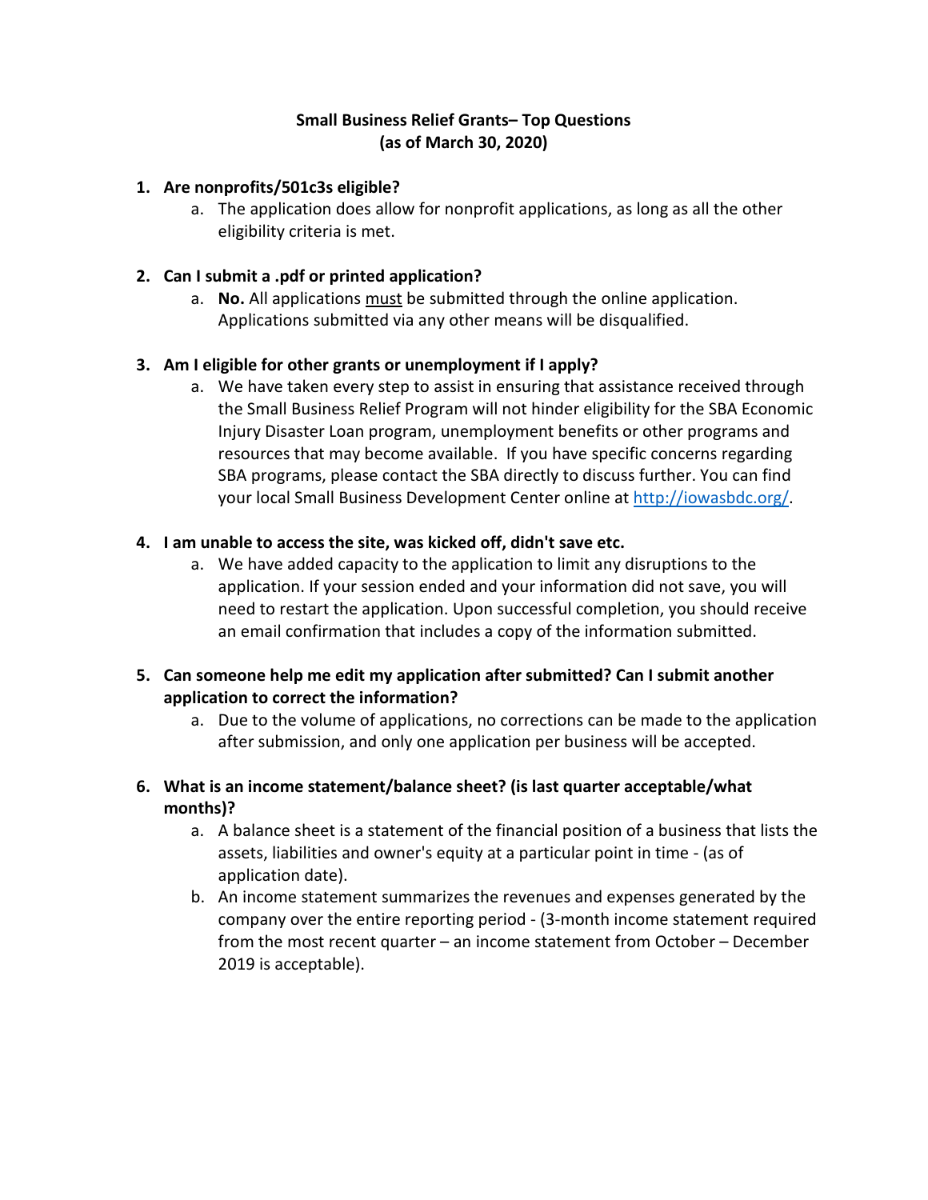# Small Business Relief Grants– Top Questions
## (as of March 30, 2020)

1. **Are nonprofits/501c3s eligible?**
   a. The application does allow for nonprofit applications, as long as all the other eligibility criteria is met.

2. **Can I submit a .pdf or printed application?**
   a. **No.** All applications <u>must</u> be submitted through the online application. Applications submitted via any other means will be disqualified.

3. **Am I eligible for other grants or unemployment if I apply?**
   a. We have taken every step to assist in ensuring that assistance received through the Small Business Relief Program will not hinder eligibility for the SBA Economic Injury Disaster Loan program, unemployment benefits or other programs and resources that may become available. If you have specific concerns regarding SBA programs, please contact the SBA directly to discuss further. You can find your local Small Business Development Center online at [http://iowasbdc.org/](http://iowasbdc.org/).

4. **I am unable to access the site, was kicked off, didn't save etc.**
   a. We have added capacity to the application to limit any disruptions to the application. If your session ended and your information did not save, you will need to restart the application. Upon successful completion, you should receive an email confirmation that includes a copy of the information submitted.

5. **Can someone help me edit my application after submitted? Can I submit another application to correct the information?**
   a. Due to the volume of applications, no corrections can be made to the application after submission, and only one application per business will be accepted.

6. **What is an income statement/balance sheet? (is last quarter acceptable/what months)?**
   a. A balance sheet is a statement of the financial position of a business that lists the assets, liabilities and owner's equity at a particular point in time - (as of application date).
   b. An income statement summarizes the revenues and expenses generated by the company over the entire reporting period - (3-month income statement required from the most recent quarter – an income statement from October – December 2019 is acceptable).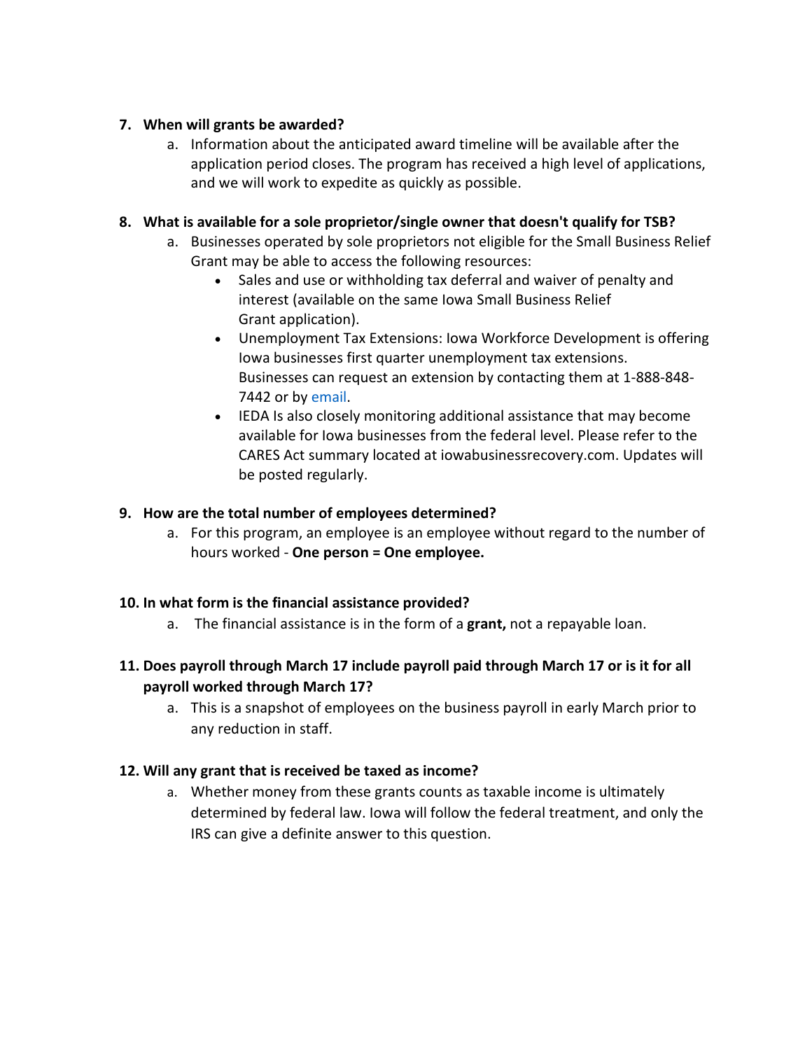7. **When will grants be awarded?**
   a. Information about the anticipated award timeline will be available after the application period closes. The program has received a high level of applications, and we will work to expedite as quickly as possible.

8. **What is available for a sole proprietor/single owner that doesn't qualify for TSB?**
   a. Businesses operated by sole proprietors not eligible for the Small Business Relief Grant may be able to access the following resources:
      - Sales and use or withholding tax deferral and waiver of penalty and interest (available on the same Iowa Small Business Relief Grant application).
      - Unemployment Tax Extensions: Iowa Workforce Development is offering Iowa businesses first quarter unemployment tax extensions. Businesses can request an extension by contacting them at 1-888-848-7442 or by email.
      - IEDA Is also closely monitoring additional assistance that may become available for Iowa businesses from the federal level. Please refer to the CARES Act summary located at iowabusinessrecovery.com. Updates will be posted regularly.

9. **How are the total number of employees determined?**
   a. For this program, an employee is an employee without regard to the number of hours worked - **One person = One employee.**

10. **In what form is the financial assistance provided?**
    a. The financial assistance is in the form of a **grant,** not a repayable loan.

11. **Does payroll through March 17 include payroll paid through March 17 or is it for all payroll worked through March 17?**
    a. This is a snapshot of employees on the business payroll in early March prior to any reduction in staff.

12. **Will any grant that is received be taxed as income?**
    a. Whether money from these grants counts as taxable income is ultimately determined by federal law. Iowa will follow the federal treatment, and only the IRS can give a definite answer to this question.